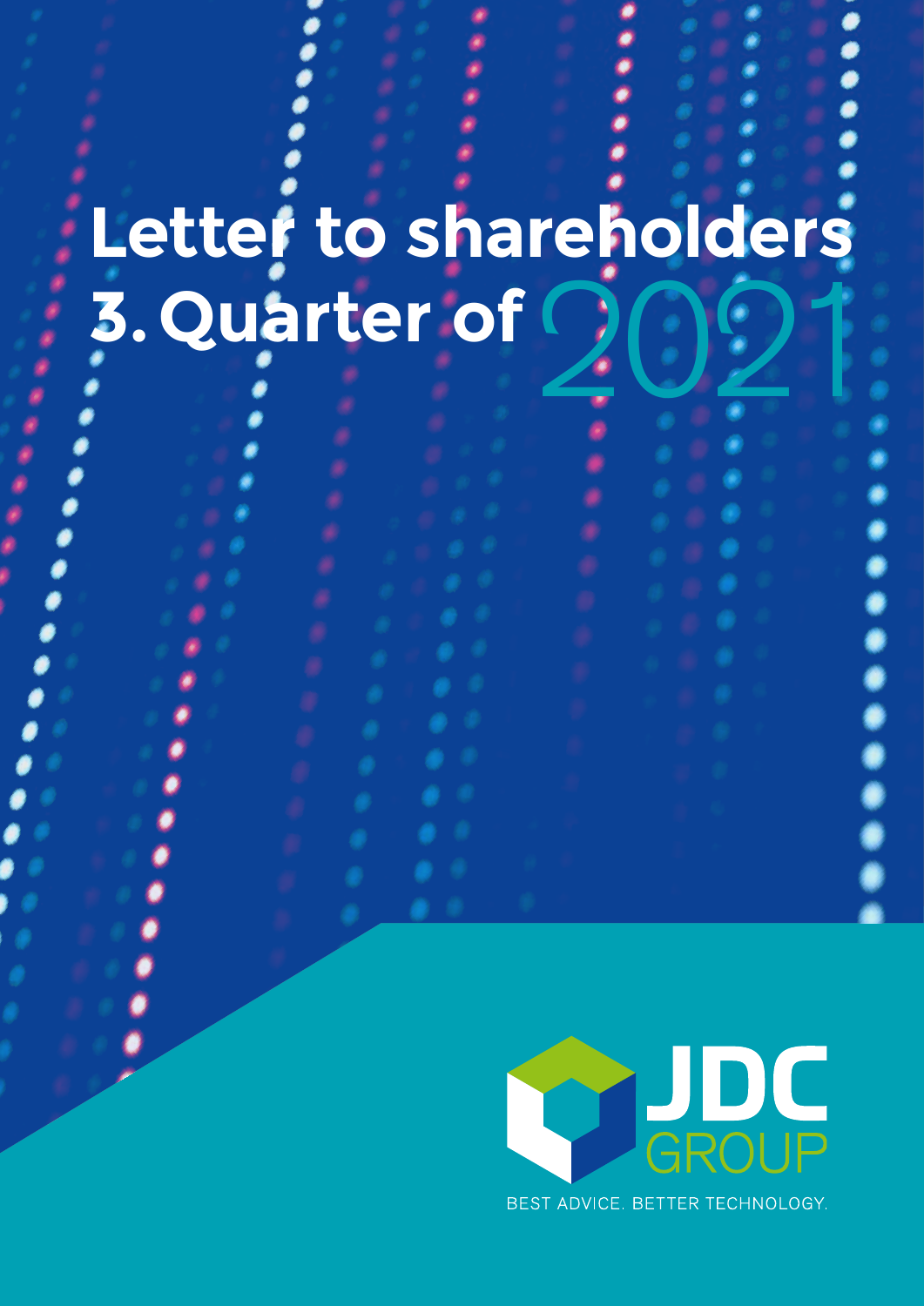# Letter to shareholders 3. Quarter of 2021

JDC GROUP

BEST ADVICE. BETTER TECHNOLOGY.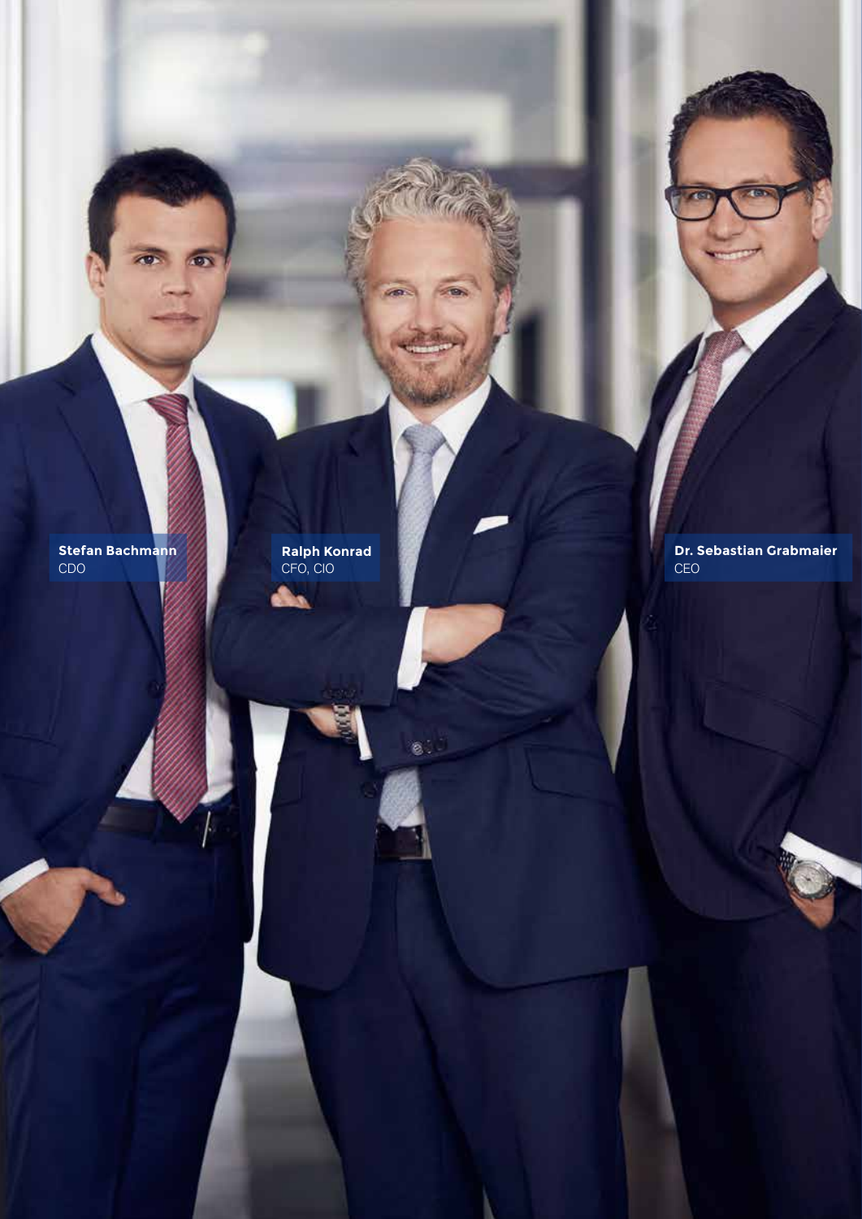**Stefan Bachmann**
CDO

**Ralph Konrad**
CFO, CIO

**Dr. Sebastian Grabmaier**
CEO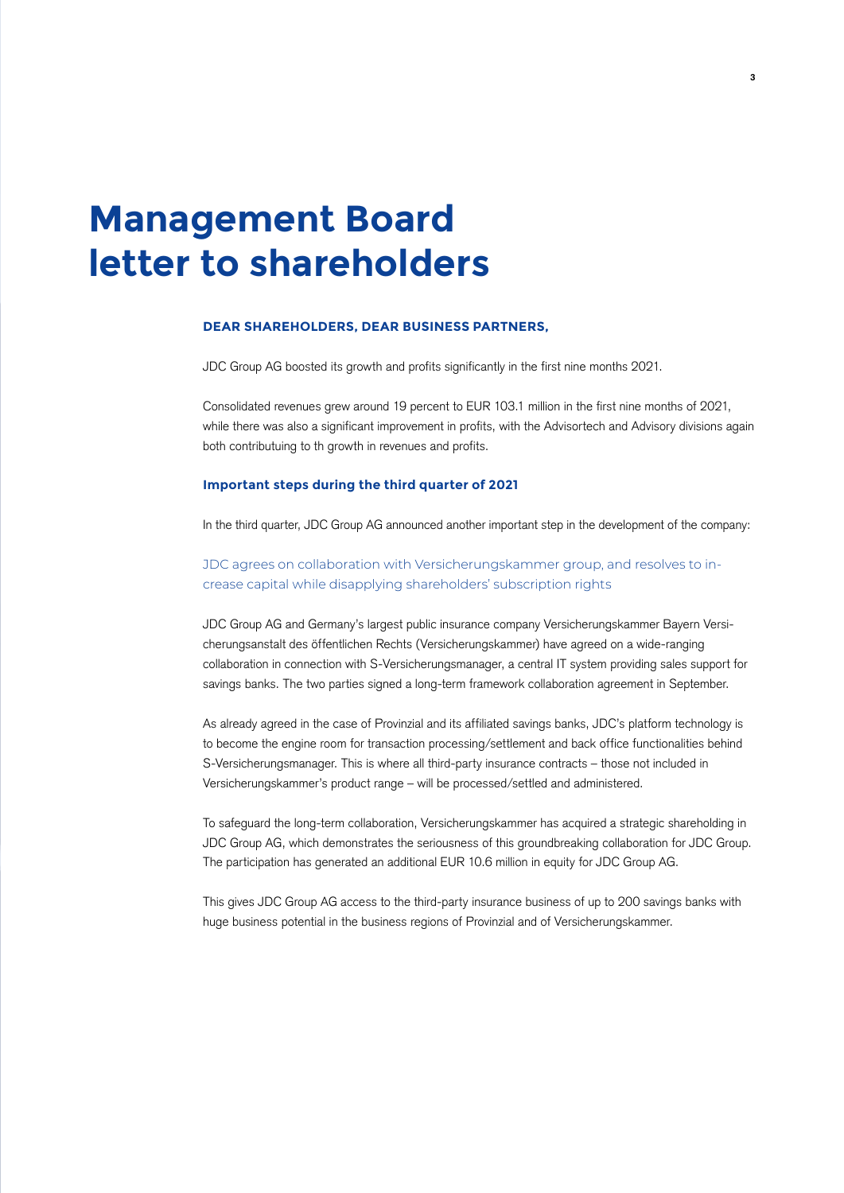# Management Board letter to shareholders

**DEAR SHAREHOLDERS, DEAR BUSINESS PARTNERS,**

JDC Group AG boosted its growth and profits significantly in the first nine months 2021.

Consolidated revenues grew around 19 percent to EUR 103.1 million in the first nine months of 2021, while there was also a significant improvement in profits, with the Advisortech and Advisory divisions again both contributuing to th growth in revenues and profits.

### Important steps during the third quarter of 2021

In the third quarter, JDC Group AG announced another important step in the development of the company:

JDC agrees on collaboration with Versicherungskammer group, and resolves to increase capital while disapplying shareholders' subscription rights

JDC Group AG and Germany's largest public insurance company Versicherungskammer Bayern Versicherungsanstalt des öffentlichen Rechts (Versicherungskammer) have agreed on a wide-ranging collaboration in connection with S-Versicherungsmanager, a central IT system providing sales support for savings banks. The two parties signed a long-term framework collaboration agreement in September.

As already agreed in the case of Provinzial and its affiliated savings banks, JDC's platform technology is to become the engine room for transaction processing/settlement and back office functionalities behind S-Versicherungsmanager. This is where all third-party insurance contracts – those not included in Versicherungskammer's product range – will be processed/settled and administered.

To safeguard the long-term collaboration, Versicherungskammer has acquired a strategic shareholding in JDC Group AG, which demonstrates the seriousness of this groundbreaking collaboration for JDC Group. The participation has generated an additional EUR 10.6 million in equity for JDC Group AG.

This gives JDC Group AG access to the third-party insurance business of up to 200 savings banks with huge business potential in the business regions of Provinzial and of Versicherungskammer.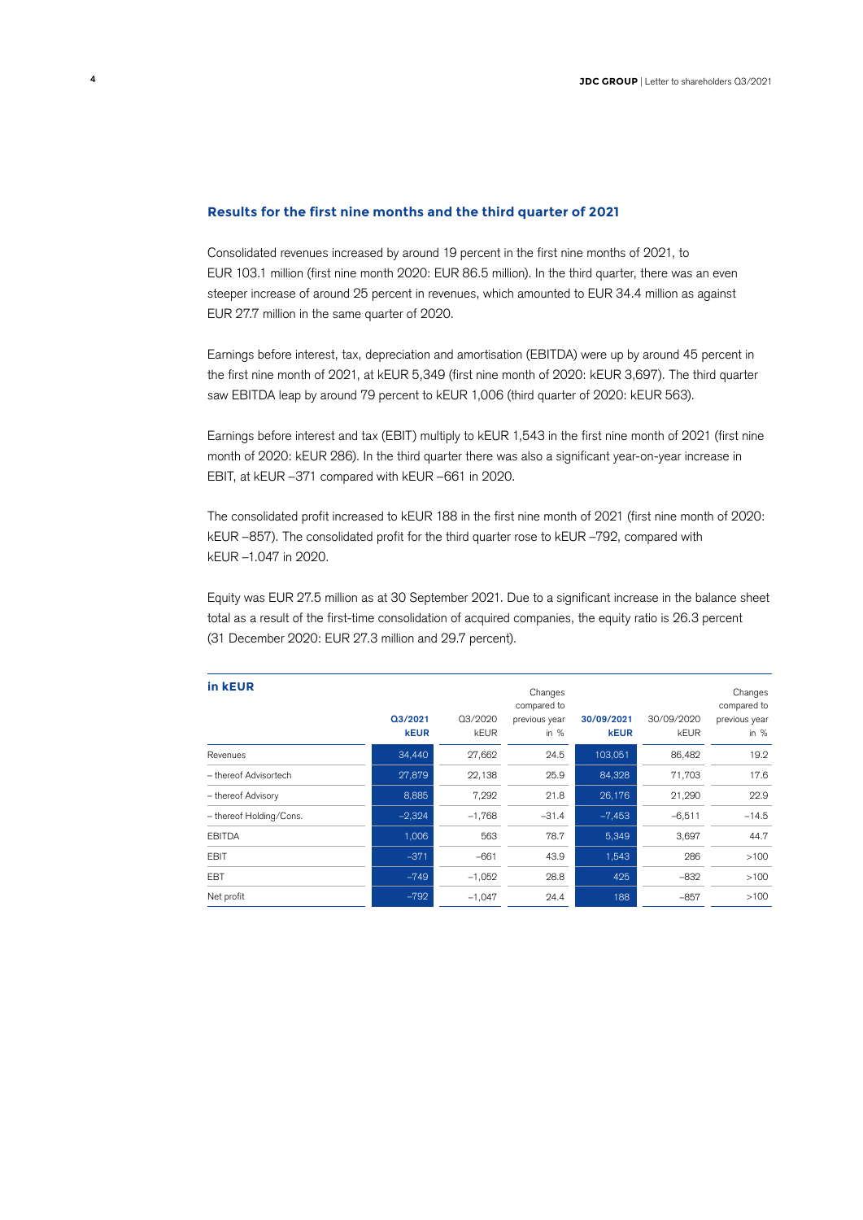## Results for the first nine months and the third quarter of 2021

Consolidated revenues increased by around 19 percent in the first nine months of 2021, to EUR 103.1 million (first nine month 2020: EUR 86.5 million). In the third quarter, there was an even steeper increase of around 25 percent in revenues, which amounted to EUR 34.4 million as against EUR 27.7 million in the same quarter of 2020.

Earnings before interest, tax, depreciation and amortisation (EBITDA) were up by around 45 percent in the first nine month of 2021, at kEUR 5,349 (first nine month of 2020: kEUR 3,697). The third quarter saw EBITDA leap by around 79 percent to kEUR 1,006 (third quarter of 2020: kEUR 563).

Earnings before interest and tax (EBIT) multiply to kEUR 1,543 in the first nine month of 2021 (first nine month of 2020: kEUR 286). In the third quarter there was also a significant year-on-year increase in EBIT, at kEUR –371 compared with kEUR –661 in 2020.

The consolidated profit increased to kEUR 188 in the first nine month of 2021 (first nine month of 2020: kEUR –857). The consolidated profit for the third quarter rose to kEUR –792, compared with kEUR –1.047 in 2020.

Equity was EUR 27.5 million as at 30 September 2021. Due to a significant increase in the balance sheet total as a result of the first-time consolidation of acquired companies, the equity ratio is 26.3 percent (31 December 2020: EUR 27.3 million and 29.7 percent).

| in kEUR | Q3/2021 kEUR | Q3/2020 kEUR | Changes compared to previous year in % | 30/09/2021 kEUR | 30/09/2020 kEUR | Changes compared to previous year in % |
|---|---|---|---|---|---|---|
| Revenues | 34,440 | 27,662 | 24.5 | 103,051 | 86,482 | 19.2 |
| – thereof Advisortech | 27,879 | 22,138 | 25.9 | 84,328 | 71,703 | 17.6 |
| – thereof Advisory | 8,885 | 7,292 | 21.8 | 26,176 | 21,290 | 22.9 |
| – thereof Holding/Cons. | –2,324 | –1,768 | –31.4 | –7,453 | –6,511 | –14.5 |
| EBITDA | 1,006 | 563 | 78.7 | 5,349 | 3,697 | 44.7 |
| EBIT | –371 | –661 | 43.9 | 1,543 | 286 | >100 |
| EBT | –749 | –1,052 | 28.8 | 425 | –832 | >100 |
| Net profit | –792 | –1,047 | 24.4 | 188 | –857 | >100 |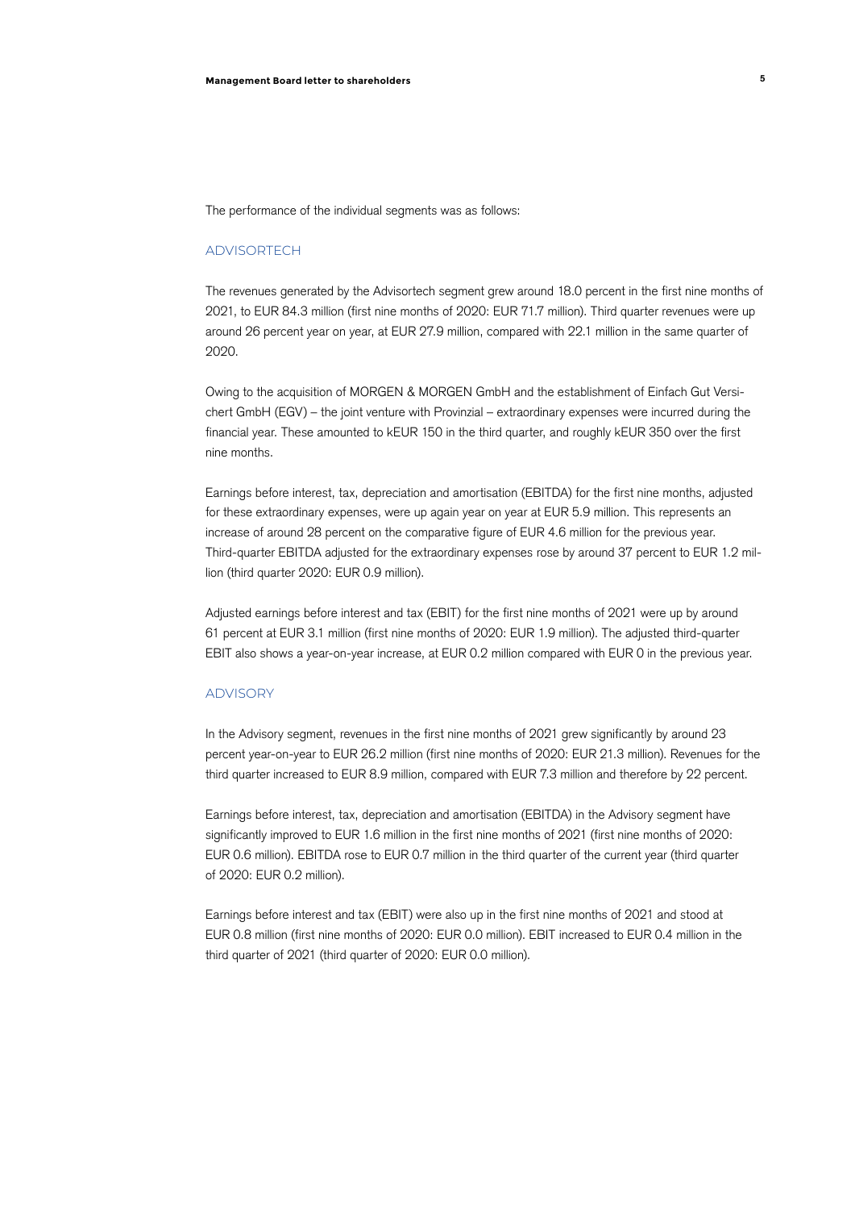The performance of the individual segments was as follows:

## ADVISORTECH

The revenues generated by the Advisortech segment grew around 18.0 percent in the first nine months of 2021, to EUR 84.3 million (first nine months of 2020: EUR 71.7 million). Third quarter revenues were up around 26 percent year on year, at EUR 27.9 million, compared with 22.1 million in the same quarter of 2020.

Owing to the acquisition of MORGEN & MORGEN GmbH and the establishment of Einfach Gut Versichert GmbH (EGV) – the joint venture with Provinzial – extraordinary expenses were incurred during the financial year. These amounted to kEUR 150 in the third quarter, and roughly kEUR 350 over the first nine months.

Earnings before interest, tax, depreciation and amortisation (EBITDA) for the first nine months, adjusted for these extraordinary expenses, were up again year on year at EUR 5.9 million. This represents an increase of around 28 percent on the comparative figure of EUR 4.6 million for the previous year. Third-quarter EBITDA adjusted for the extraordinary expenses rose by around 37 percent to EUR 1.2 million (third quarter 2020: EUR 0.9 million).

Adjusted earnings before interest and tax (EBIT) for the first nine months of 2021 were up by around 61 percent at EUR 3.1 million (first nine months of 2020: EUR 1.9 million). The adjusted third-quarter EBIT also shows a year-on-year increase, at EUR 0.2 million compared with EUR 0 in the previous year.

## ADVISORY

In the Advisory segment, revenues in the first nine months of 2021 grew significantly by around 23 percent year-on-year to EUR 26.2 million (first nine months of 2020: EUR 21.3 million). Revenues for the third quarter increased to EUR 8.9 million, compared with EUR 7.3 million and therefore by 22 percent.

Earnings before interest, tax, depreciation and amortisation (EBITDA) in the Advisory segment have significantly improved to EUR 1.6 million in the first nine months of 2021 (first nine months of 2020: EUR 0.6 million). EBITDA rose to EUR 0.7 million in the third quarter of the current year (third quarter of 2020: EUR 0.2 million).

Earnings before interest and tax (EBIT) were also up in the first nine months of 2021 and stood at EUR 0.8 million (first nine months of 2020: EUR 0.0 million). EBIT increased to EUR 0.4 million in the third quarter of 2021 (third quarter of 2020: EUR 0.0 million).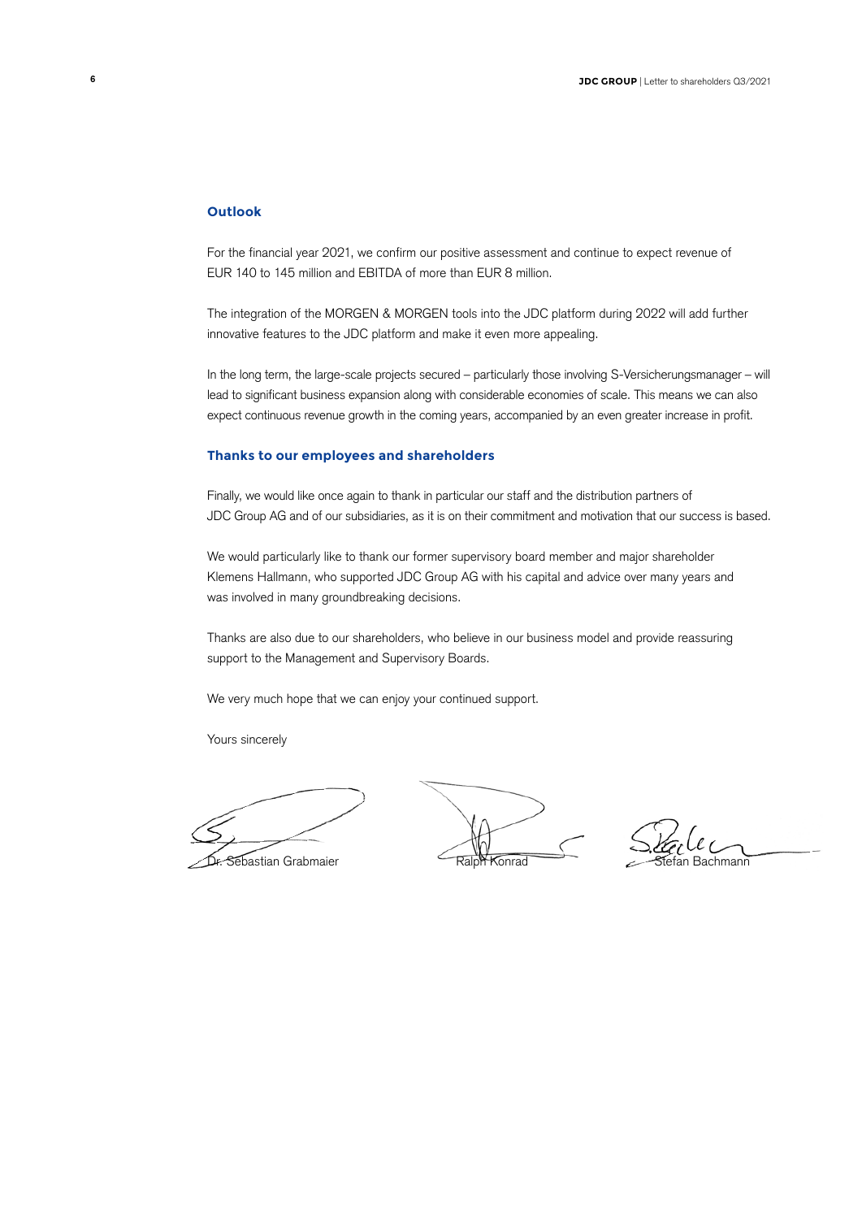## Outlook

For the financial year 2021, we confirm our positive assessment and continue to expect revenue of EUR 140 to 145 million and EBITDA of more than EUR 8 million.

The integration of the MORGEN & MORGEN tools into the JDC platform during 2022 will add further innovative features to the JDC platform and make it even more appealing.

In the long term, the large-scale projects secured – particularly those involving S-Versicherungsmanager – will lead to significant business expansion along with considerable economies of scale. This means we can also expect continuous revenue growth in the coming years, accompanied by an even greater increase in profit.

## Thanks to our employees and shareholders

Finally, we would like once again to thank in particular our staff and the distribution partners of JDC Group AG and of our subsidiaries, as it is on their commitment and motivation that our success is based.

We would particularly like to thank our former supervisory board member and major shareholder Klemens Hallmann, who supported JDC Group AG with his capital and advice over many years and was involved in many groundbreaking decisions.

Thanks are also due to our shareholders, who believe in our business model and provide reassuring support to the Management and Supervisory Boards.

We very much hope that we can enjoy your continued support.

Yours sincerely

Dr. Sebastian Grabmaier　　　Ralph Konrad　　　Stefan Bachmann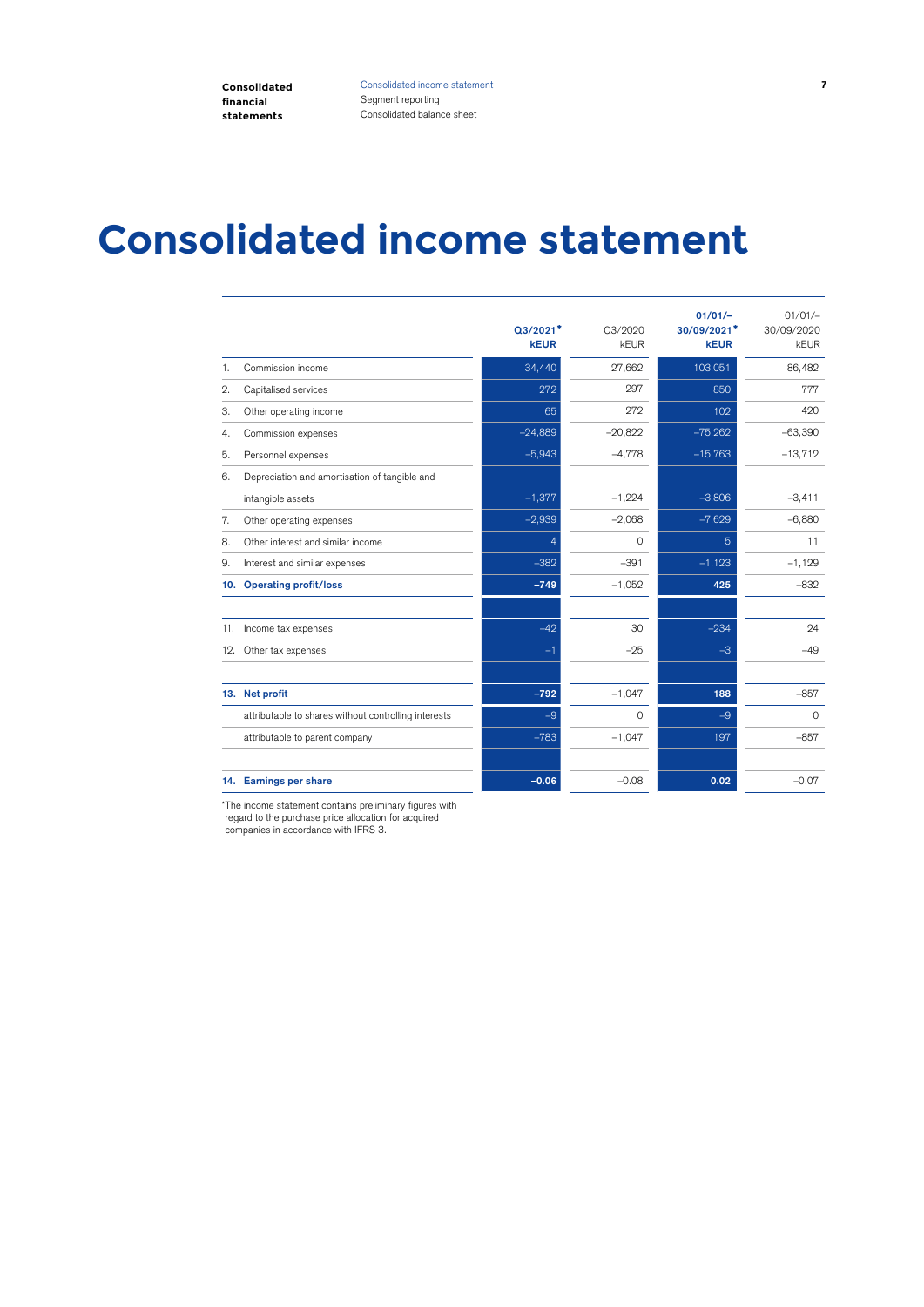# Consolidated income statement

| | Q3/2021* kEUR | Q3/2020 kEUR | 01/01/– 30/09/2021* kEUR | 01/01/– 30/09/2020 kEUR |
|---|---|---|---|---|
| 1. Commission income | 34,440 | 27,662 | 103,051 | 86,482 |
| 2. Capitalised services | 272 | 297 | 850 | 777 |
| 3. Other operating income | 65 | 272 | 102 | 420 |
| 4. Commission expenses | –24,889 | –20,822 | –75,262 | –63,390 |
| 5. Personnel expenses | –5,943 | –4,778 | –15,763 | –13,712 |
| 6. Depreciation and amortisation of tangible and intangible assets | –1,377 | –1,224 | –3,806 | –3,411 |
| 7. Other operating expenses | –2,939 | –2,068 | –7,629 | –6,880 |
| 8. Other interest and similar income | 4 | 0 | 5 | 11 |
| 9. Interest and similar expenses | –382 | –391 | –1,123 | –1,129 |
| **10. Operating profit/loss** | **–749** | –1,052 | **425** | –832 |
| | | | | |
| 11. Income tax expenses | –42 | 30 | –234 | 24 |
| 12. Other tax expenses | –1 | –25 | –3 | –49 |
| | | | | |
| **13. Net profit** | **–792** | –1,047 | **188** | –857 |
| attributable to shares without controlling interests | –9 | 0 | –9 | 0 |
| attributable to parent company | –783 | –1,047 | 197 | –857 |
| | | | | |
| **14. Earnings per share** | **–0.06** | –0.08 | **0.02** | –0.07 |

*The income statement contains preliminary figures with regard to the purchase price allocation for acquired companies in accordance with IFRS 3.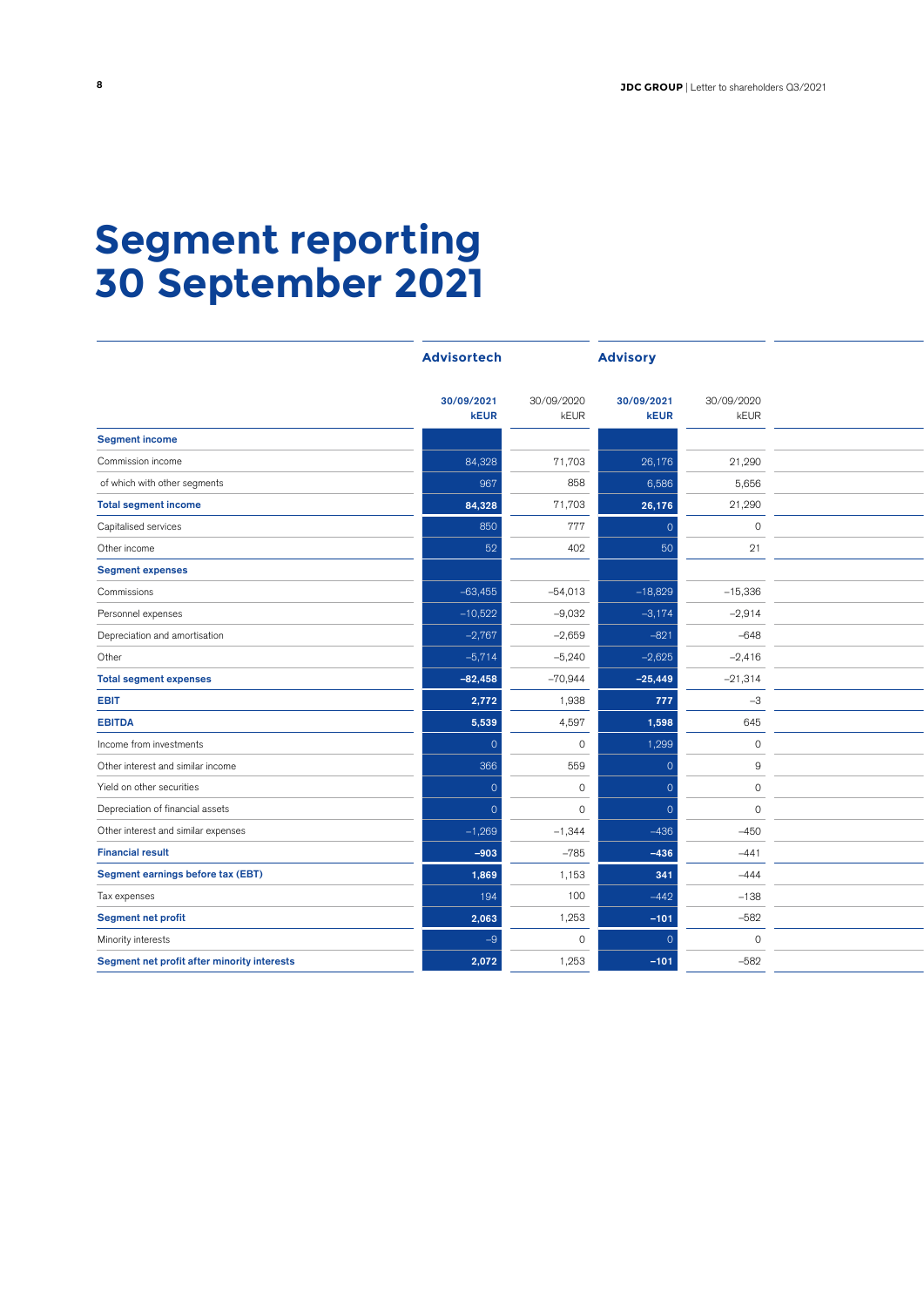# Segment reporting 30 September 2021

| | Advisortech | | Advisory | | |
|---|---|---|---|---|---|
| | **30/09/2021 kEUR** | 30/09/2020 kEUR | **30/09/2021 kEUR** | 30/09/2020 kEUR | |
| **Segment income** | | | | | |
| Commission income | 84,328 | 71,703 | 26,176 | 21,290 | |
| of which with other segments | 967 | 858 | 6,586 | 5,656 | |
| **Total segment income** | **84,328** | 71,703 | **26,176** | 21,290 | |
| Capitalised services | 850 | 777 | 0 | 0 | |
| Other income | 52 | 402 | 50 | 21 | |
| **Segment expenses** | | | | | |
| Commissions | –63,455 | –54,013 | –18,829 | –15,336 | |
| Personnel expenses | –10,522 | –9,032 | –3,174 | –2,914 | |
| Depreciation and amortisation | –2,767 | –2,659 | –821 | –648 | |
| Other | –5,714 | –5,240 | –2,625 | –2,416 | |
| **Total segment expenses** | **–82,458** | –70,944 | **–25,449** | –21,314 | |
| **EBIT** | **2,772** | 1,938 | **777** | –3 | |
| **EBITDA** | **5,539** | 4,597 | **1,598** | 645 | |
| Income from investments | 0 | 0 | 1,299 | 0 | |
| Other interest and similar income | 366 | 559 | 0 | 9 | |
| Yield on other securities | 0 | 0 | 0 | 0 | |
| Depreciation of financial assets | 0 | 0 | 0 | 0 | |
| Other interest and similar expenses | –1,269 | –1,344 | –436 | –450 | |
| **Financial result** | **–903** | –785 | **–436** | –441 | |
| **Segment earnings before tax (EBT)** | **1,869** | 1,153 | **341** | –444 | |
| Tax expenses | 194 | 100 | –442 | –138 | |
| **Segment net profit** | **2,063** | 1,253 | **–101** | –582 | |
| Minority interests | –9 | 0 | 0 | 0 | |
| **Segment net profit after minority interests** | **2,072** | 1,253 | **–101** | –582 | |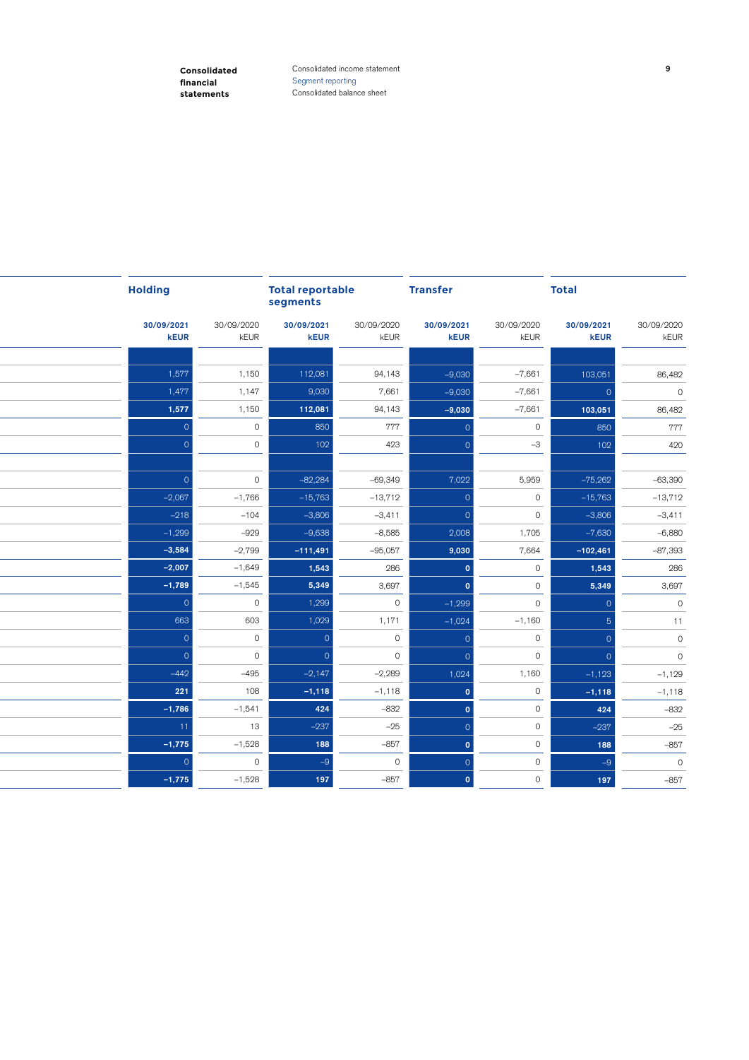| Holding | | Total reportable segments | | Transfer | | Total | |
|---|---|---|---|---|---|---|---|
| **30/09/2021 kEUR** | 30/09/2020 kEUR | **30/09/2021 kEUR** | 30/09/2020 kEUR | **30/09/2021 kEUR** | 30/09/2020 kEUR | **30/09/2021 kEUR** | 30/09/2020 kEUR |
| | | | | | | | |
| 1,577 | 1,150 | 112,081 | 94,143 | –9,030 | –7,661 | 103,051 | 86,482 |
| 1,477 | 1,147 | 9,030 | 7,661 | –9,030 | –7,661 | 0 | 0 |
| **1,577** | 1,150 | **112,081** | 94,143 | **–9,030** | –7,661 | **103,051** | 86,482 |
| 0 | 0 | 850 | 777 | 0 | 0 | 850 | 777 |
| 0 | 0 | 102 | 423 | 0 | –3 | 102 | 420 |
| | | | | | | | |
| 0 | 0 | –82,284 | –69,349 | 7,022 | 5,959 | –75,262 | –63,390 |
| –2,067 | –1,766 | –15,763 | –13,712 | 0 | 0 | –15,763 | –13,712 |
| –218 | –104 | –3,806 | –3,411 | 0 | 0 | –3,806 | –3,411 |
| –1,299 | –929 | –9,638 | –8,585 | 2,008 | 1,705 | –7,630 | –6,880 |
| **–3,584** | –2,799 | **–111,491** | –95,057 | **9,030** | 7,664 | **–102,461** | –87,393 |
| **–2,007** | –1,649 | **1,543** | 286 | **0** | 0 | **1,543** | 286 |
| **–1,789** | –1,545 | **5,349** | 3,697 | **0** | 0 | **5,349** | 3,697 |
| 0 | 0 | 1,299 | 0 | –1,299 | 0 | 0 | 0 |
| 663 | 603 | 1,029 | 1,171 | –1,024 | –1,160 | 5 | 11 |
| 0 | 0 | 0 | 0 | 0 | 0 | 0 | 0 |
| 0 | 0 | 0 | 0 | 0 | 0 | 0 | 0 |
| –442 | –495 | –2,147 | –2,289 | 1,024 | 1,160 | –1,123 | –1,129 |
| **221** | 108 | **–1,118** | –1,118 | **0** | 0 | **–1,118** | –1,118 |
| **–1,786** | –1,541 | **424** | –832 | **0** | 0 | **424** | –832 |
| 11 | 13 | –237 | –25 | 0 | 0 | –237 | –25 |
| **–1,775** | –1,528 | **188** | –857 | **0** | 0 | **188** | –857 |
| 0 | 0 | –9 | 0 | 0 | 0 | –9 | 0 |
| **–1,775** | –1,528 | **197** | –857 | **0** | 0 | **197** | –857 |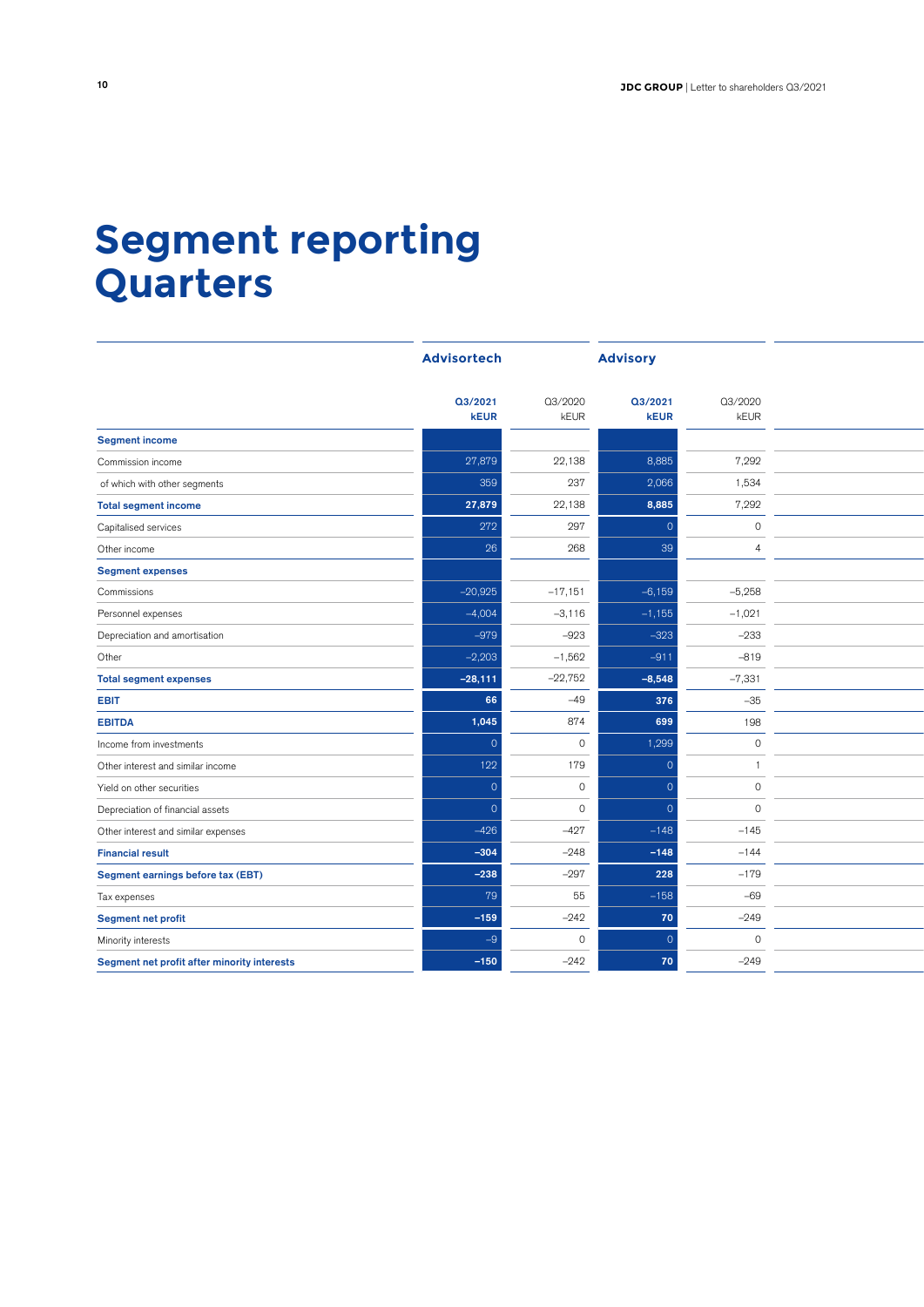# Segment reporting Quarters

| | Advisortech | | Advisory | |
|---|---|---|---|---|
| | **Q3/2021 kEUR** | Q3/2020 kEUR | **Q3/2021 kEUR** | Q3/2020 kEUR |
| **Segment income** | | | | |
| Commission income | 27,879 | 22,138 | 8,885 | 7,292 |
| of which with other segments | 359 | 237 | 2,066 | 1,534 |
| **Total segment income** | **27,879** | 22,138 | **8,885** | 7,292 |
| Capitalised services | 272 | 297 | 0 | 0 |
| Other income | 26 | 268 | 39 | 4 |
| **Segment expenses** | | | | |
| Commissions | –20,925 | –17,151 | –6,159 | –5,258 |
| Personnel expenses | –4,004 | –3,116 | –1,155 | –1,021 |
| Depreciation and amortisation | –979 | –923 | –323 | –233 |
| Other | –2,203 | –1,562 | –911 | –819 |
| **Total segment expenses** | **–28,111** | –22,752 | **–8,548** | –7,331 |
| **EBIT** | **66** | –49 | **376** | –35 |
| **EBITDA** | **1,045** | 874 | **699** | 198 |
| Income from investments | 0 | 0 | 1,299 | 0 |
| Other interest and similar income | 122 | 179 | 0 | 1 |
| Yield on other securities | 0 | 0 | 0 | 0 |
| Depreciation of financial assets | 0 | 0 | 0 | 0 |
| Other interest and similar expenses | –426 | –427 | –148 | –145 |
| **Financial result** | **–304** | –248 | **–148** | –144 |
| **Segment earnings before tax (EBT)** | **–238** | –297 | **228** | –179 |
| Tax expenses | 79 | 55 | –158 | –69 |
| **Segment net profit** | **–159** | –242 | **70** | –249 |
| Minority interests | –9 | 0 | 0 | 0 |
| **Segment net profit after minority interests** | **–150** | –242 | **70** | –249 |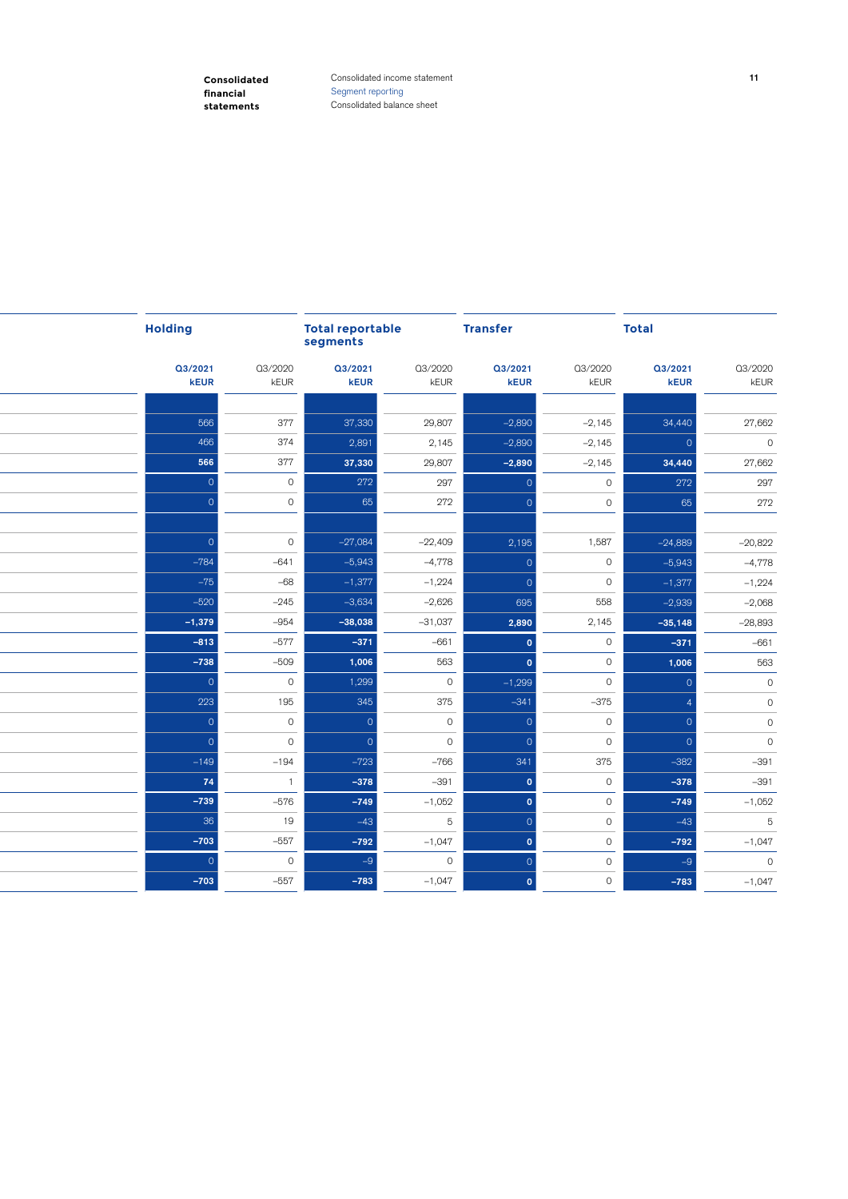| Holding | | Total reportable segments | | Transfer | | Total | |
|---|---|---|---|---|---|---|---|
| **Q3/2021 kEUR** | Q3/2020 kEUR | **Q3/2021 kEUR** | Q3/2020 kEUR | **Q3/2021 kEUR** | Q3/2020 kEUR | **Q3/2021 kEUR** | Q3/2020 kEUR |
| | | | | | | | |
| 566 | 377 | 37,330 | 29,807 | –2,890 | –2,145 | 34,440 | 27,662 |
| 466 | 374 | 2,891 | 2,145 | –2,890 | –2,145 | 0 | 0 |
| **566** | 377 | **37,330** | 29,807 | **–2,890** | –2,145 | **34,440** | 27,662 |
| 0 | 0 | 272 | 297 | 0 | 0 | 272 | 297 |
| 0 | 0 | 65 | 272 | 0 | 0 | 65 | 272 |
| | | | | | | | |
| 0 | 0 | –27,084 | –22,409 | 2,195 | 1,587 | –24,889 | –20,822 |
| –784 | –641 | –5,943 | –4,778 | 0 | 0 | –5,943 | –4,778 |
| –75 | –68 | –1,377 | –1,224 | 0 | 0 | –1,377 | –1,224 |
| –520 | –245 | –3,634 | –2,626 | 695 | 558 | –2,939 | –2,068 |
| **–1,379** | –954 | **–38,038** | –31,037 | **2,890** | 2,145 | **–35,148** | –28,893 |
| **–813** | –577 | **–371** | –661 | **0** | 0 | **–371** | –661 |
| **–738** | –509 | **1,006** | 563 | **0** | 0 | **1,006** | 563 |
| 0 | 0 | 1,299 | 0 | –1,299 | 0 | 0 | 0 |
| 223 | 195 | 345 | 375 | –341 | –375 | 4 | 0 |
| 0 | 0 | 0 | 0 | 0 | 0 | 0 | 0 |
| 0 | 0 | 0 | 0 | 0 | 0 | 0 | 0 |
| –149 | –194 | –723 | –766 | 341 | 375 | –382 | –391 |
| **74** | 1 | **–378** | –391 | **0** | 0 | **–378** | –391 |
| **–739** | –576 | **–749** | –1,052 | **0** | 0 | **–749** | –1,052 |
| 36 | 19 | –43 | 5 | 0 | 0 | –43 | 5 |
| **–703** | –557 | **–792** | –1,047 | **0** | 0 | **–792** | –1,047 |
| 0 | 0 | –9 | 0 | 0 | 0 | –9 | 0 |
| **–703** | –557 | **–783** | –1,047 | **0** | 0 | **–783** | –1,047 |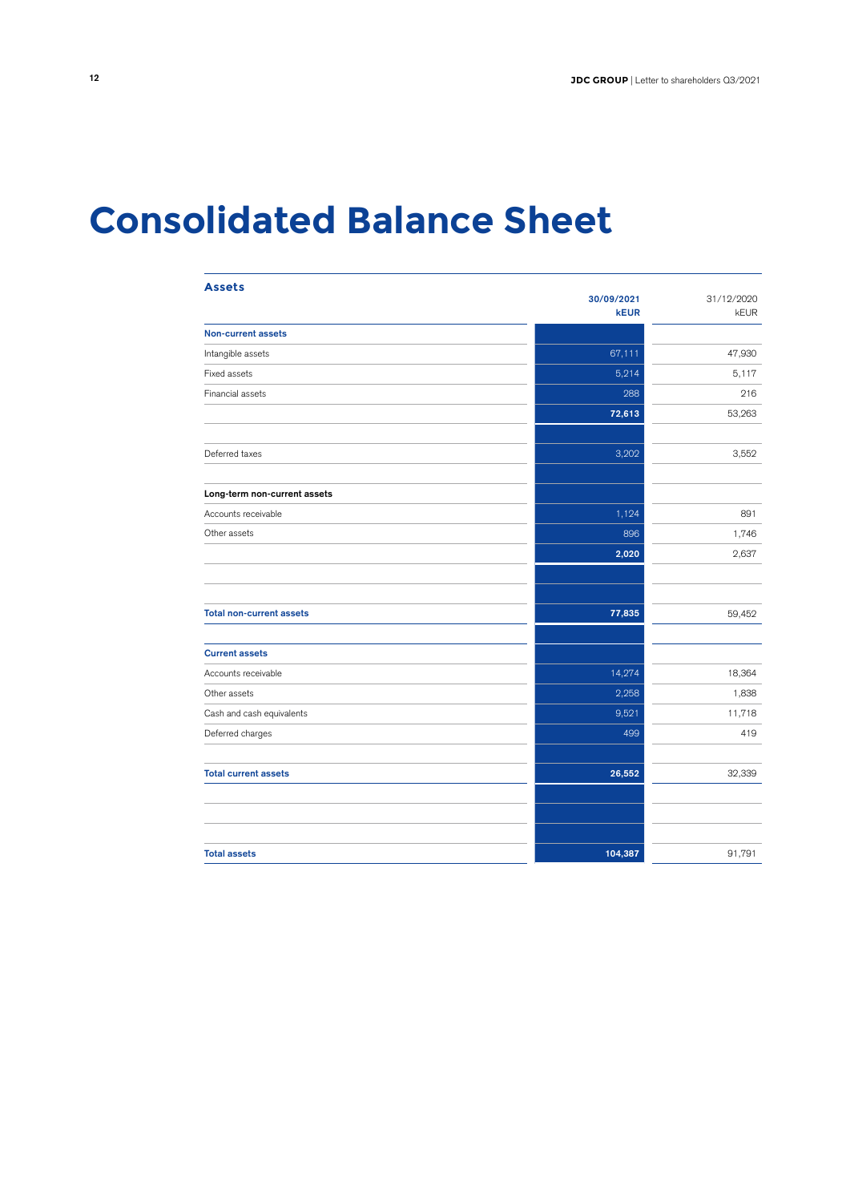# Consolidated Balance Sheet

| Assets | 30/09/2021<br>kEUR | 31/12/2020<br>kEUR |
|---|---|---|
| **Non-current assets** | | |
| Intangible assets | 67,111 | 47,930 |
| Fixed assets | 5,214 | 5,117 |
| Financial assets | 288 | 216 |
| | **72,613** | 53,263 |
| | | |
| Deferred taxes | 3,202 | 3,552 |
| | | |
| **Long-term non-current assets** | | |
| Accounts receivable | 1,124 | 891 |
| Other assets | 896 | 1,746 |
| | **2,020** | 2,637 |
| | | |
| | | |
| **Total non-current assets** | **77,835** | 59,452 |
| | | |
| **Current assets** | | |
| Accounts receivable | 14,274 | 18,364 |
| Other assets | 2,258 | 1,838 |
| Cash and cash equivalents | 9,521 | 11,718 |
| Deferred charges | 499 | 419 |
| | | |
| **Total current assets** | **26,552** | 32,339 |
| | | |
| | | |
| **Total assets** | **104,387** | 91,791 |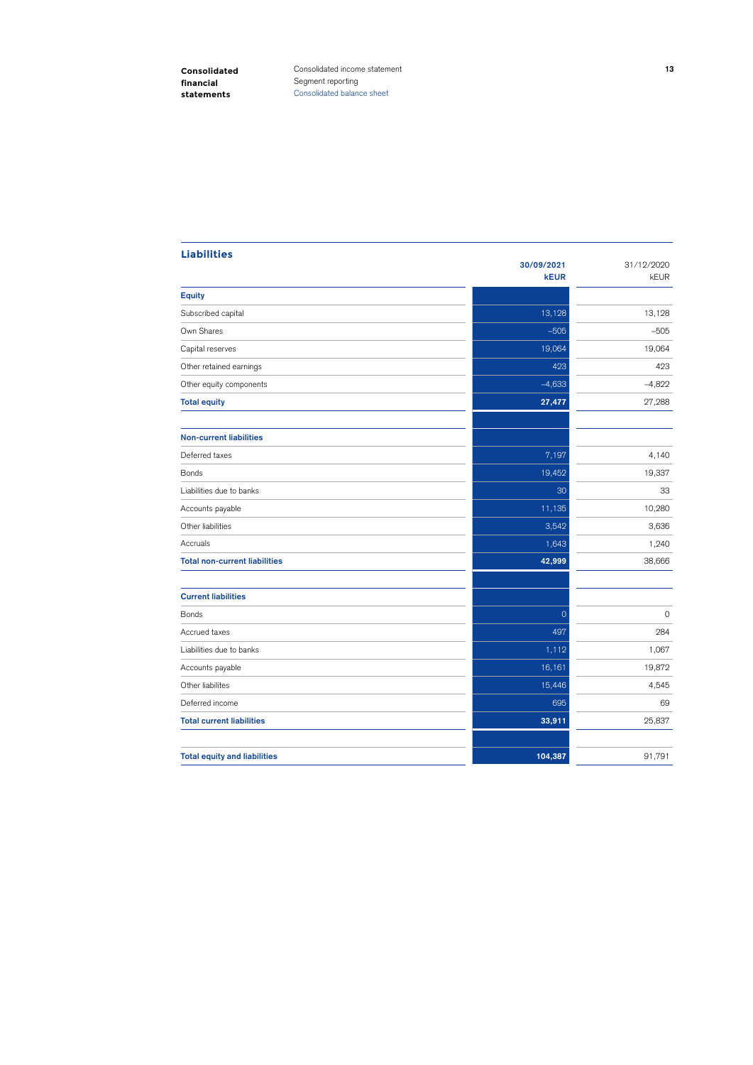## Liabilities

| | 30/09/2021 kEUR | 31/12/2020 kEUR |
|---|---|---|
| **Equity** | | |
| Subscribed capital | 13,128 | 13,128 |
| Own Shares | –505 | –505 |
| Capital reserves | 19,064 | 19,064 |
| Other retained earnings | 423 | 423 |
| Other equity components | –4,633 | –4,822 |
| **Total equity** | **27,477** | 27,288 |
| | | |
| **Non-current liabilities** | | |
| Deferred taxes | 7,197 | 4,140 |
| Bonds | 19,452 | 19,337 |
| Liabilities due to banks | 30 | 33 |
| Accounts payable | 11,135 | 10,280 |
| Other liabilities | 3,542 | 3,636 |
| Accruals | 1,643 | 1,240 |
| **Total non-current liabilities** | **42,999** | 38,666 |
| | | |
| **Current liabilities** | | |
| Bonds | 0 | 0 |
| Accrued taxes | 497 | 284 |
| Liabilities due to banks | 1,112 | 1,067 |
| Accounts payable | 16,161 | 19,872 |
| Other liabilites | 15,446 | 4,545 |
| Deferred income | 695 | 69 |
| **Total current liabilities** | **33,911** | 25,837 |
| | | |
| **Total equity and liabilities** | **104,387** | 91,791 |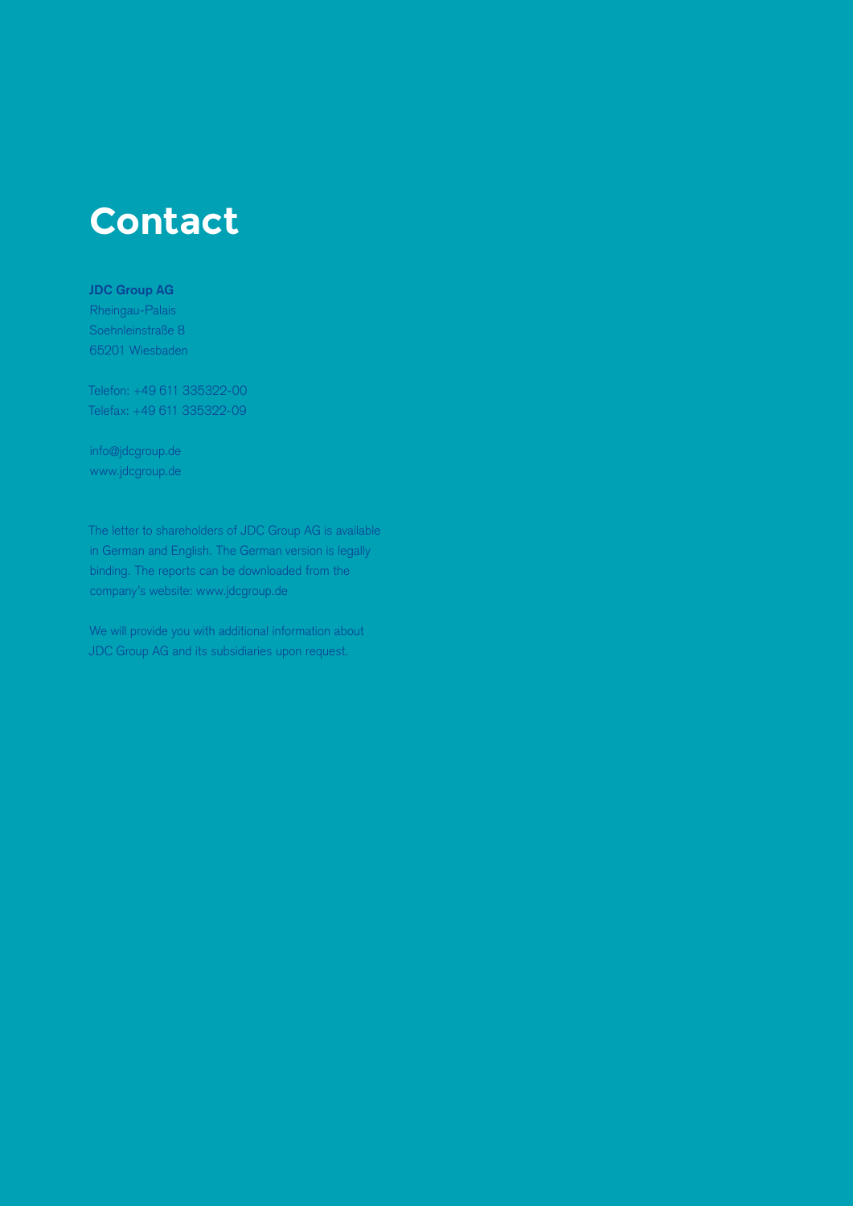# Contact

**JDC Group AG**
Rheingau-Palais
Soehnleinstraße 8
65201 Wiesbaden

Telefon: +49 611 335322-00
Telefax: +49 611 335322-09

info@jdcgroup.de
www.jdcgroup.de

The letter to shareholders of JDC Group AG is available in German and English. The German version is legally binding. The reports can be downloaded from the company's website: www.jdcgroup.de

We will provide you with additional information about JDC Group AG and its subsidiaries upon request.